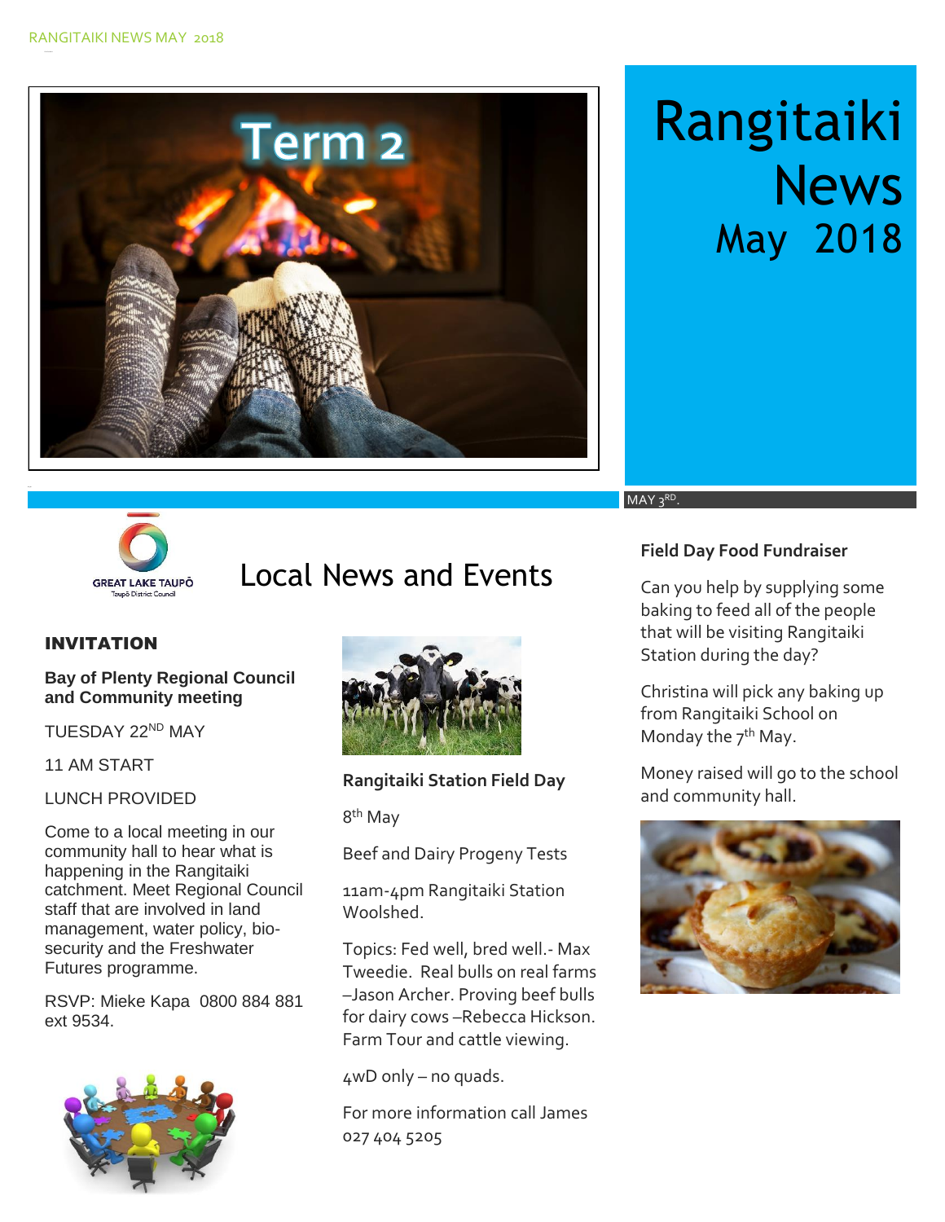# Rangitaiki News

## May 2018

MAY 3RD.

## Local News and Events

### INVITATION

**Bay of Plenty Regional Council and Community meeting**

TUESDAY 22ND MAY

11 AM START

LUNCH PROVIDED

Come to a local meeting in our community hall to hear what is happening in the Rangitaiki catchment. Meet Regional Council staff that are involved in land management, water policy, bio-security and the Freshwater Futures programme.

RSVP: Mieke Kapa 0800 884 881 ext 9534.

### Rangitaiki Station Field Day

8th May

Beef and Dairy Progeny Tests

11am-4pm Rangitaiki Station Woolshed.

Topics: Fed well, bred well.- Max Tweedie. Real bulls on real farms –Jason Archer. Proving beef bulls for dairy cows –Rebecca Hickson. Farm Tour and cattle viewing.

4wD only – no quads.

For more information call James 027 404 5205

### Field Day Food Fundraiser

Can you help by supplying some baking to feed all of the people that will be visiting Rangitaiki Station during the day?

Christina will pick any baking up from Rangitaiki School on Monday the 7th May.

Money raised will go to the school and community hall.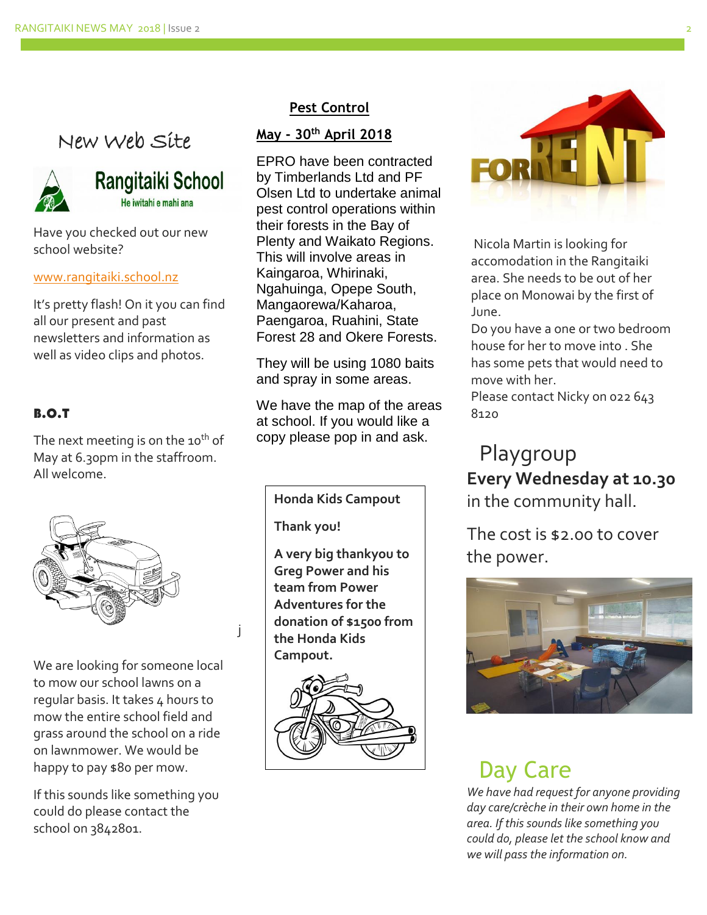## New Web Site

**Rangitaiki School**

He iwitahi e mahi ana

Have you checked out our new school website?

www.rangitaiki.school.nz

It's pretty flash! On it you can find all our present and past newsletters and information as well as video clips and photos.

### B.O.T

The next meeting is on the 10th of May at 6.30pm in the staffroom. All welcome.

We are looking for someone local to mow our school lawns on a regular basis. It takes 4 hours to mow the entire school field and grass around the school on a ride on lawnmower. We would be happy to pay $80 per mow.

If this sounds like something you could do please contact the school on 3842801.

### Pest Control

**May - 30th April 2018**

EPRO have been contracted by Timberlands Ltd and PF Olsen Ltd to undertake animal pest control operations within their forests in the Bay of Plenty and Waikato Regions. This will involve areas in Kaingaroa, Whirinaki, Ngahuinga, Opepe South, Mangaorewa/Kaharoa, Paengaroa, Ruahini, State Forest 28 and Okere Forests.

They will be using 1080 baits and spray in some areas.

We have the map of the areas at school. If you would like a copy please pop in and ask.

**Honda Kids Campout**

**Thank you!**

**A very big thankyou to Greg Power and his team from Power Adventures for the donation of $1500 from the Honda Kids Campout.**

### FOR RENT

Nicola Martin is looking for accomodation in the Rangitaiki area. She needs to be out of her place on Monowai by the first of June.

Do you have a one or two bedroom house for her to move into . She has some pets that would need to move with her.

Please contact Nicky on 022 643 8120

## Playgroup

**Every Wednesday at 10.30** in the community hall.

The cost is $2.00 to cover the power.

## Day Care

*We have had request for anyone providing day care/crèche in their own home in the area. If this sounds like something you could do, please let the school know and we will pass the information on.*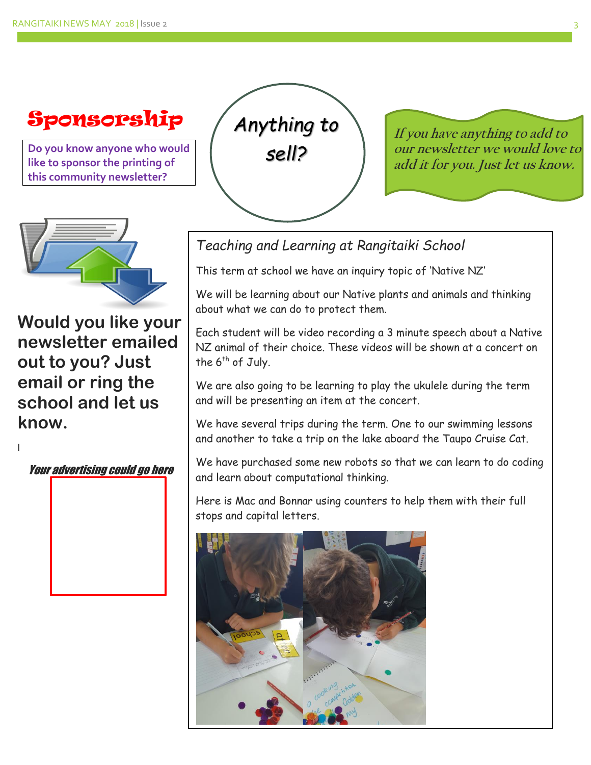## Sponsorship

Do you know anyone who would like to sponsor the printing of this community newsletter?

**Anything to sell?**

*If you have anything to add to our newsletter we would love to add it for you. Just let us know.*

**Would you like your newsletter emailed out to you? Just email or ring the school and let us know.**

I

***Your advertising could go here***

### *Teaching and Learning at Rangitaiki School*

This term at school we have an inquiry topic of 'Native NZ'

We will be learning about our Native plants and animals and thinking about what we can do to protect them.

Each student will be video recording a 3 minute speech about a Native NZ animal of their choice. These videos will be shown at a concert on the 6th of July.

We are also going to be learning to play the ukulele during the term and will be presenting an item at the concert.

We have several trips during the term. One to our swimming lessons and another to take a trip on the lake aboard the Taupo Cruise Cat.

We have purchased some new robots so that we can learn to do coding and learn about computational thinking.

Here is Mac and Bonnar using counters to help them with their full stops and capital letters.